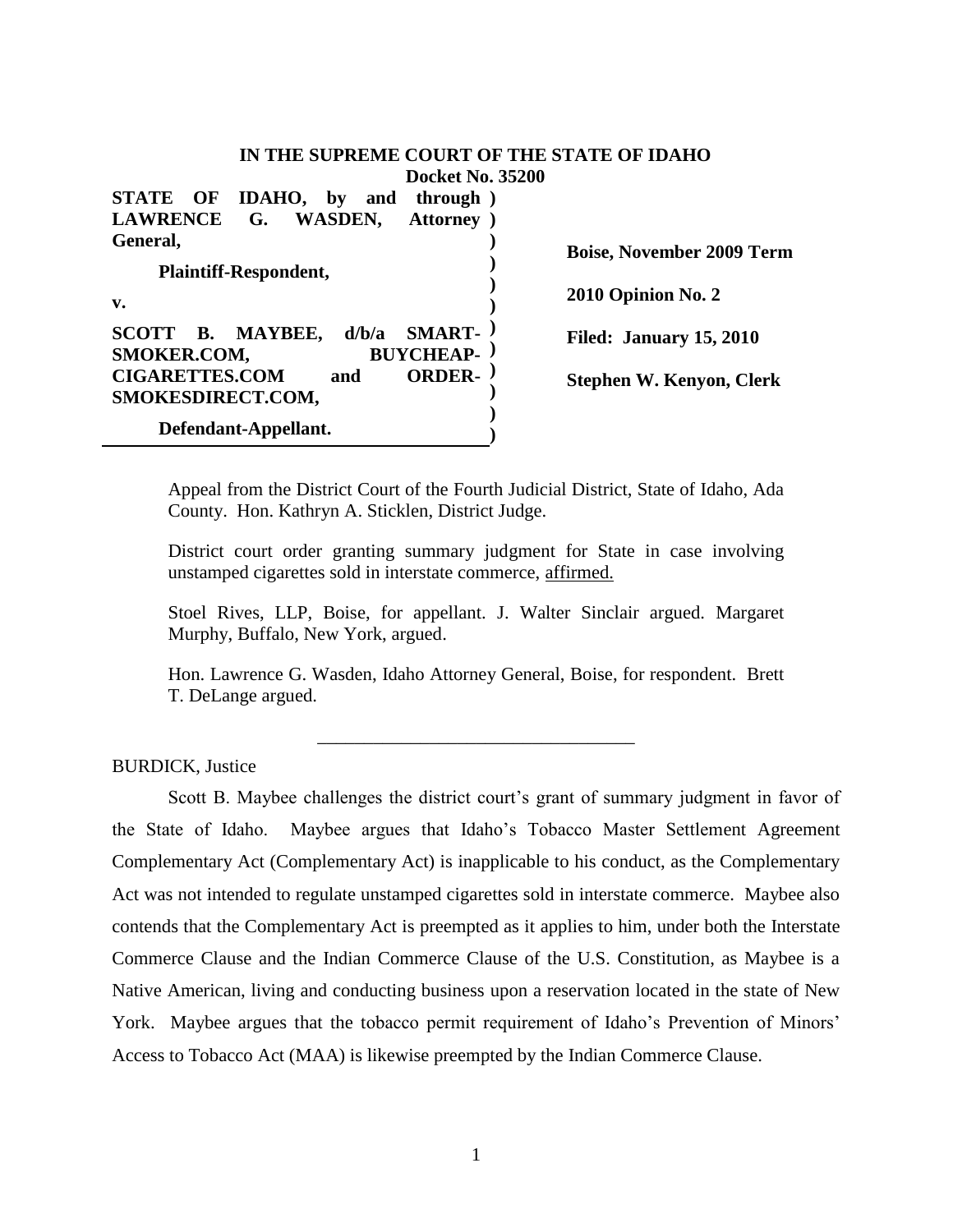**IN THE SUPREME COURT OF THE STATE OF IDAHO**

**Docket No. 35200**

| | |
|---|---|
| **STATE OF IDAHO, by and through LAWRENCE G. WASDEN, Attorney General,**<br><br>**Plaintiff-Respondent,**<br><br>**v.**<br><br>**SCOTT B. MAYBEE, d/b/a SMART-SMOKER.COM, BUYCHEAP-CIGARETTES.COM and ORDER-SMOKESDIRECT.COM,**<br><br>**Defendant-Appellant.** | **Boise, November 2009 Term**<br><br>**2010 Opinion No. 2**<br><br>**Filed: January 15, 2010**<br><br>**Stephen W. Kenyon, Clerk** |

Appeal from the District Court of the Fourth Judicial District, State of Idaho, Ada County. Hon. Kathryn A. Sticklen, District Judge.

District court order granting summary judgment for State in case involving unstamped cigarettes sold in interstate commerce, affirmed.

Stoel Rives, LLP, Boise, for appellant. J. Walter Sinclair argued. Margaret Murphy, Buffalo, New York, argued.

Hon. Lawrence G. Wasden, Idaho Attorney General, Boise, for respondent. Brett T. DeLange argued.

---

BURDICK, Justice

Scott B. Maybee challenges the district court's grant of summary judgment in favor of the State of Idaho. Maybee argues that Idaho's Tobacco Master Settlement Agreement Complementary Act (Complementary Act) is inapplicable to his conduct, as the Complementary Act was not intended to regulate unstamped cigarettes sold in interstate commerce. Maybee also contends that the Complementary Act is preempted as it applies to him, under both the Interstate Commerce Clause and the Indian Commerce Clause of the U.S. Constitution, as Maybee is a Native American, living and conducting business upon a reservation located in the state of New York. Maybee argues that the tobacco permit requirement of Idaho's Prevention of Minors' Access to Tobacco Act (MAA) is likewise preempted by the Indian Commerce Clause.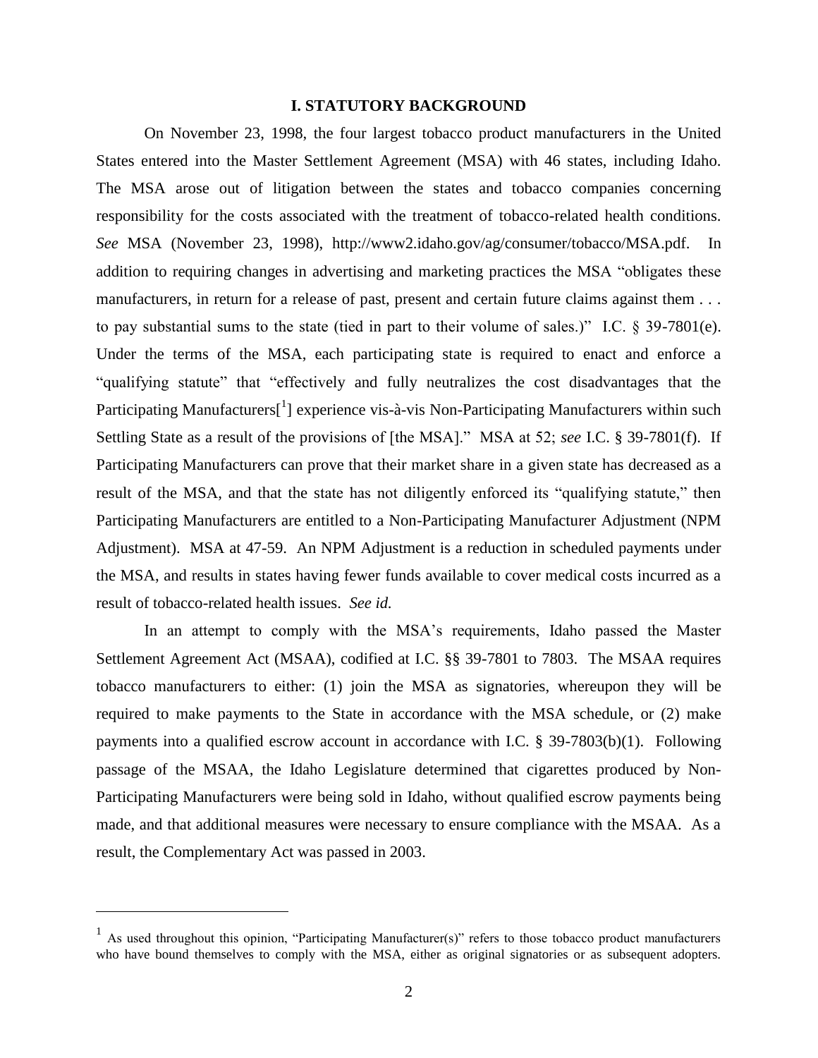## I. STATUTORY BACKGROUND

On November 23, 1998, the four largest tobacco product manufacturers in the United States entered into the Master Settlement Agreement (MSA) with 46 states, including Idaho. The MSA arose out of litigation between the states and tobacco companies concerning responsibility for the costs associated with the treatment of tobacco-related health conditions. *See* MSA (November 23, 1998), http://www2.idaho.gov/ag/consumer/tobacco/MSA.pdf. In addition to requiring changes in advertising and marketing practices the MSA "obligates these manufacturers, in return for a release of past, present and certain future claims against them . . . to pay substantial sums to the state (tied in part to their volume of sales.)" I.C. § 39-7801(e). Under the terms of the MSA, each participating state is required to enact and enforce a "qualifying statute" that "effectively and fully neutralizes the cost disadvantages that the Participating Manufacturers[[1]] experience vis-à-vis Non-Participating Manufacturers within such Settling State as a result of the provisions of [the MSA]." MSA at 52; *see* I.C. § 39-7801(f). If Participating Manufacturers can prove that their market share in a given state has decreased as a result of the MSA, and that the state has not diligently enforced its "qualifying statute," then Participating Manufacturers are entitled to a Non-Participating Manufacturer Adjustment (NPM Adjustment). MSA at 47-59. An NPM Adjustment is a reduction in scheduled payments under the MSA, and results in states having fewer funds available to cover medical costs incurred as a result of tobacco-related health issues. *See id.*

In an attempt to comply with the MSA's requirements, Idaho passed the Master Settlement Agreement Act (MSAA), codified at I.C. §§ 39-7801 to 7803. The MSAA requires tobacco manufacturers to either: (1) join the MSA as signatories, whereupon they will be required to make payments to the State in accordance with the MSA schedule, or (2) make payments into a qualified escrow account in accordance with I.C. § 39-7803(b)(1). Following passage of the MSAA, the Idaho Legislature determined that cigarettes produced by Non-Participating Manufacturers were being sold in Idaho, without qualified escrow payments being made, and that additional measures were necessary to ensure compliance with the MSAA. As a result, the Complementary Act was passed in 2003.

---

[1] As used throughout this opinion, "Participating Manufacturer(s)" refers to those tobacco product manufacturers who have bound themselves to comply with the MSA, either as original signatories or as subsequent adopters.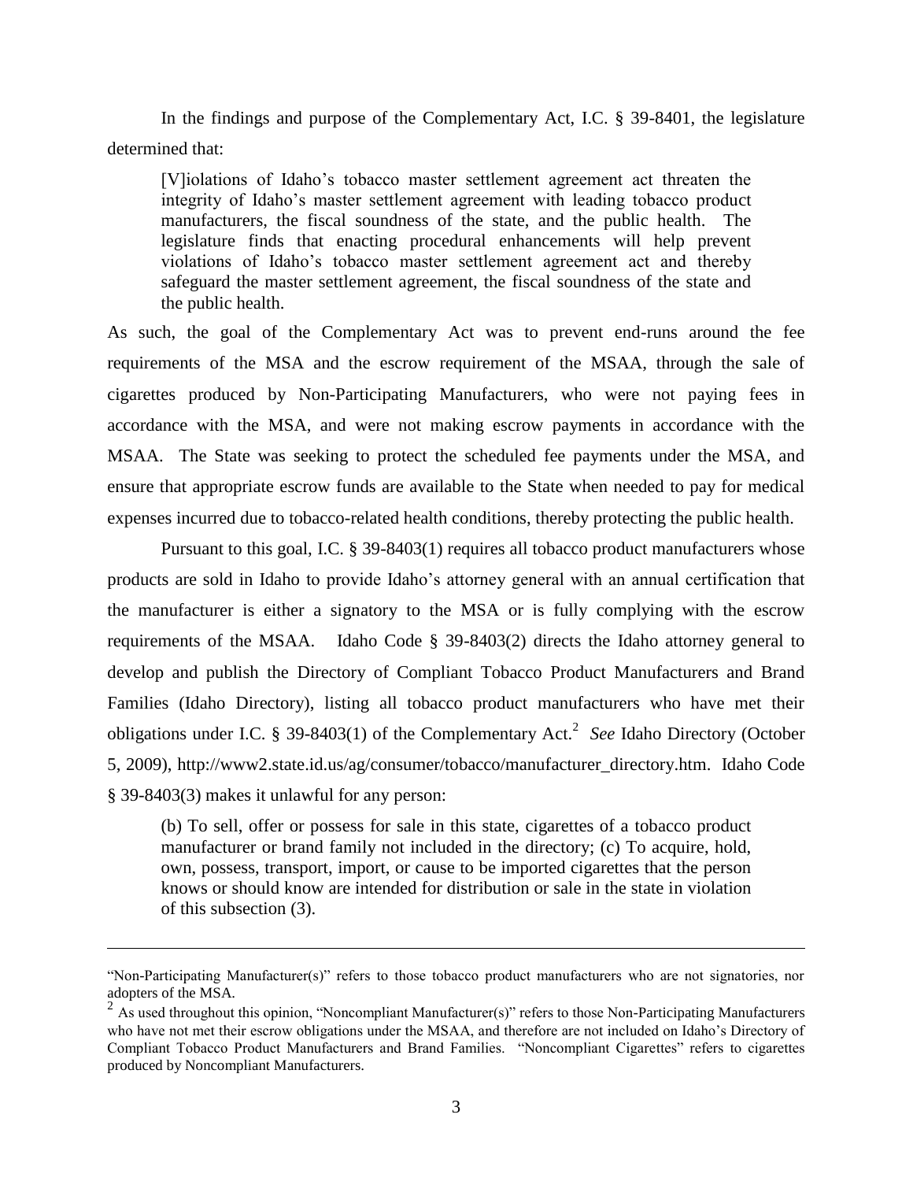In the findings and purpose of the Complementary Act, I.C. § 39-8401, the legislature determined that:

> [V]iolations of Idaho's tobacco master settlement agreement act threaten the integrity of Idaho's master settlement agreement with leading tobacco product manufacturers, the fiscal soundness of the state, and the public health. The legislature finds that enacting procedural enhancements will help prevent violations of Idaho's tobacco master settlement agreement act and thereby safeguard the master settlement agreement, the fiscal soundness of the state and the public health.

As such, the goal of the Complementary Act was to prevent end-runs around the fee requirements of the MSA and the escrow requirement of the MSAA, through the sale of cigarettes produced by Non-Participating Manufacturers, who were not paying fees in accordance with the MSA, and were not making escrow payments in accordance with the MSAA. The State was seeking to protect the scheduled fee payments under the MSA, and ensure that appropriate escrow funds are available to the State when needed to pay for medical expenses incurred due to tobacco-related health conditions, thereby protecting the public health.

Pursuant to this goal, I.C. § 39-8403(1) requires all tobacco product manufacturers whose products are sold in Idaho to provide Idaho's attorney general with an annual certification that the manufacturer is either a signatory to the MSA or is fully complying with the escrow requirements of the MSAA. Idaho Code § 39-8403(2) directs the Idaho attorney general to develop and publish the Directory of Compliant Tobacco Product Manufacturers and Brand Families (Idaho Directory), listing all tobacco product manufacturers who have met their obligations under I.C. § 39-8403(1) of the Complementary Act.[2] *See* Idaho Directory (October 5, 2009), http://www2.state.id.us/ag/consumer/tobacco/manufacturer_directory.htm. Idaho Code § 39-8403(3) makes it unlawful for any person:

> (b) To sell, offer or possess for sale in this state, cigarettes of a tobacco product manufacturer or brand family not included in the directory; (c) To acquire, hold, own, possess, transport, import, or cause to be imported cigarettes that the person knows or should know are intended for distribution or sale in the state in violation of this subsection (3).

---

"Non-Participating Manufacturer(s)" refers to those tobacco product manufacturers who are not signatories, nor adopters of the MSA.

[2] As used throughout this opinion, "Noncompliant Manufacturer(s)" refers to those Non-Participating Manufacturers who have not met their escrow obligations under the MSAA, and therefore are not included on Idaho's Directory of Compliant Tobacco Product Manufacturers and Brand Families. "Noncompliant Cigarettes" refers to cigarettes produced by Noncompliant Manufacturers.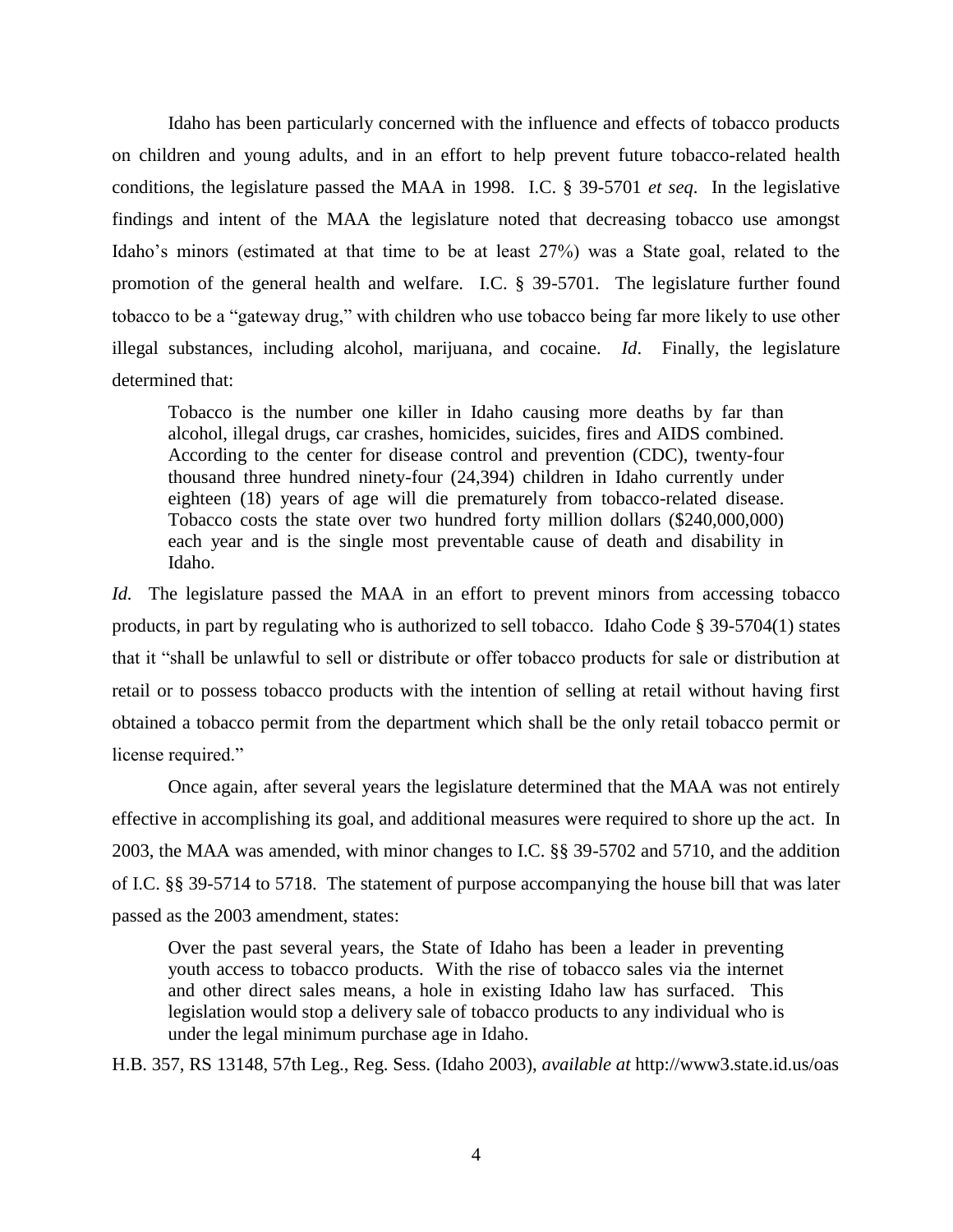Idaho has been particularly concerned with the influence and effects of tobacco products on children and young adults, and in an effort to help prevent future tobacco-related health conditions, the legislature passed the MAA in 1998. I.C. § 39-5701 *et seq*. In the legislative findings and intent of the MAA the legislature noted that decreasing tobacco use amongst Idaho's minors (estimated at that time to be at least 27%) was a State goal, related to the promotion of the general health and welfare. I.C. § 39-5701. The legislature further found tobacco to be a "gateway drug," with children who use tobacco being far more likely to use other illegal substances, including alcohol, marijuana, and cocaine. *Id*. Finally, the legislature determined that:

> Tobacco is the number one killer in Idaho causing more deaths by far than alcohol, illegal drugs, car crashes, homicides, suicides, fires and AIDS combined. According to the center for disease control and prevention (CDC), twenty-four thousand three hundred ninety-four (24,394) children in Idaho currently under eighteen (18) years of age will die prematurely from tobacco-related disease. Tobacco costs the state over two hundred forty million dollars ($240,000,000) each year and is the single most preventable cause of death and disability in Idaho.

*Id.* The legislature passed the MAA in an effort to prevent minors from accessing tobacco products, in part by regulating who is authorized to sell tobacco. Idaho Code § 39-5704(1) states that it "shall be unlawful to sell or distribute or offer tobacco products for sale or distribution at retail or to possess tobacco products with the intention of selling at retail without having first obtained a tobacco permit from the department which shall be the only retail tobacco permit or license required."

Once again, after several years the legislature determined that the MAA was not entirely effective in accomplishing its goal, and additional measures were required to shore up the act. In 2003, the MAA was amended, with minor changes to I.C. §§ 39-5702 and 5710, and the addition of I.C. §§ 39-5714 to 5718. The statement of purpose accompanying the house bill that was later passed as the 2003 amendment, states:

> Over the past several years, the State of Idaho has been a leader in preventing youth access to tobacco products. With the rise of tobacco sales via the internet and other direct sales means, a hole in existing Idaho law has surfaced. This legislation would stop a delivery sale of tobacco products to any individual who is under the legal minimum purchase age in Idaho.

H.B. 357, RS 13148, 57th Leg., Reg. Sess. (Idaho 2003), *available at* http://www3.state.id.us/oas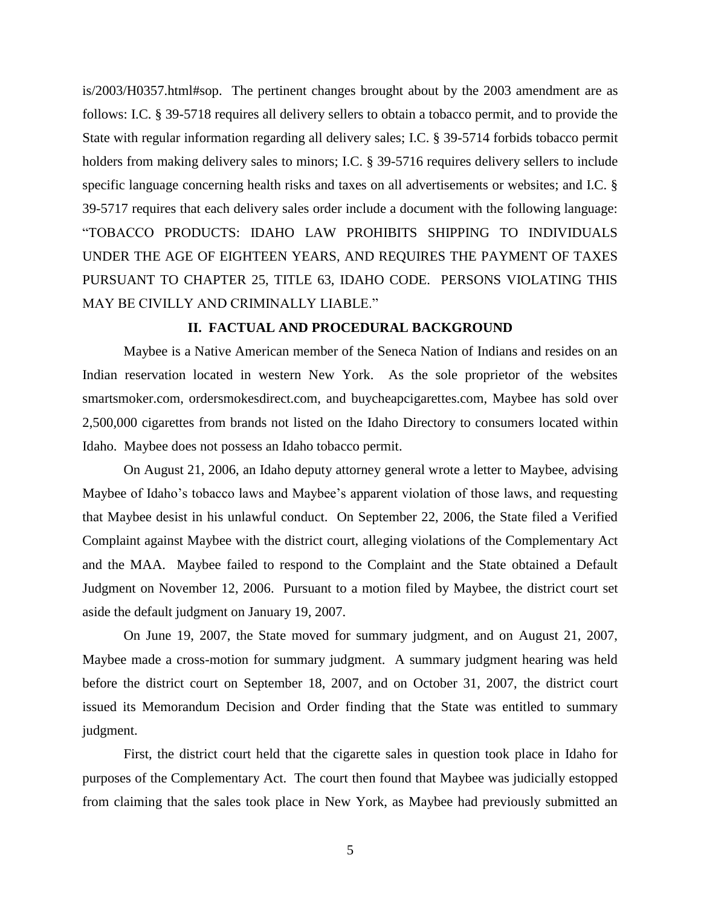is/2003/H0357.html#sop. The pertinent changes brought about by the 2003 amendment are as follows: I.C. § 39-5718 requires all delivery sellers to obtain a tobacco permit, and to provide the State with regular information regarding all delivery sales; I.C. § 39-5714 forbids tobacco permit holders from making delivery sales to minors; I.C. § 39-5716 requires delivery sellers to include specific language concerning health risks and taxes on all advertisements or websites; and I.C. § 39-5717 requires that each delivery sales order include a document with the following language: "TOBACCO PRODUCTS: IDAHO LAW PROHIBITS SHIPPING TO INDIVIDUALS UNDER THE AGE OF EIGHTEEN YEARS, AND REQUIRES THE PAYMENT OF TAXES PURSUANT TO CHAPTER 25, TITLE 63, IDAHO CODE. PERSONS VIOLATING THIS MAY BE CIVILLY AND CRIMINALLY LIABLE."

## II. FACTUAL AND PROCEDURAL BACKGROUND

Maybee is a Native American member of the Seneca Nation of Indians and resides on an Indian reservation located in western New York. As the sole proprietor of the websites smartsmoker.com, ordersmokesdirect.com, and buycheapcigarettes.com, Maybee has sold over 2,500,000 cigarettes from brands not listed on the Idaho Directory to consumers located within Idaho. Maybee does not possess an Idaho tobacco permit.

On August 21, 2006, an Idaho deputy attorney general wrote a letter to Maybee, advising Maybee of Idaho's tobacco laws and Maybee's apparent violation of those laws, and requesting that Maybee desist in his unlawful conduct. On September 22, 2006, the State filed a Verified Complaint against Maybee with the district court, alleging violations of the Complementary Act and the MAA. Maybee failed to respond to the Complaint and the State obtained a Default Judgment on November 12, 2006. Pursuant to a motion filed by Maybee, the district court set aside the default judgment on January 19, 2007.

On June 19, 2007, the State moved for summary judgment, and on August 21, 2007, Maybee made a cross-motion for summary judgment. A summary judgment hearing was held before the district court on September 18, 2007, and on October 31, 2007, the district court issued its Memorandum Decision and Order finding that the State was entitled to summary judgment.

First, the district court held that the cigarette sales in question took place in Idaho for purposes of the Complementary Act. The court then found that Maybee was judicially estopped from claiming that the sales took place in New York, as Maybee had previously submitted an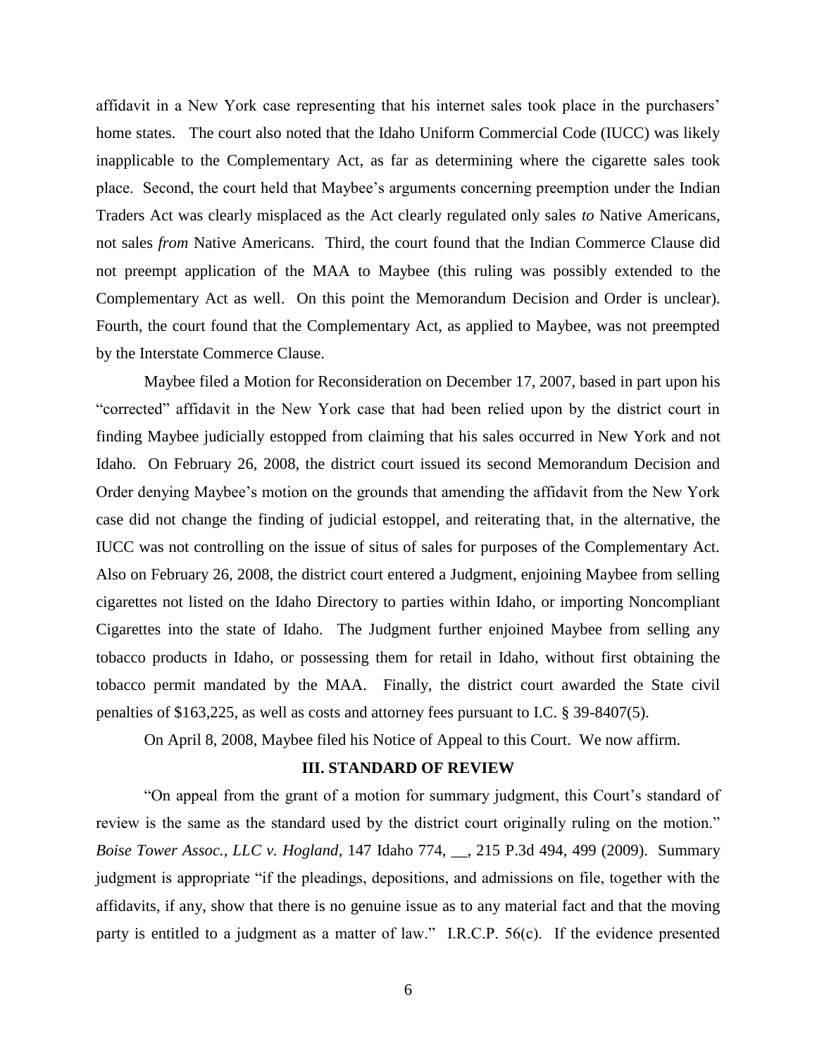affidavit in a New York case representing that his internet sales took place in the purchasers' home states. The court also noted that the Idaho Uniform Commercial Code (IUCC) was likely inapplicable to the Complementary Act, as far as determining where the cigarette sales took place. Second, the court held that Maybee's arguments concerning preemption under the Indian Traders Act was clearly misplaced as the Act clearly regulated only sales *to* Native Americans, not sales *from* Native Americans. Third, the court found that the Indian Commerce Clause did not preempt application of the MAA to Maybee (this ruling was possibly extended to the Complementary Act as well. On this point the Memorandum Decision and Order is unclear). Fourth, the court found that the Complementary Act, as applied to Maybee, was not preempted by the Interstate Commerce Clause.

Maybee filed a Motion for Reconsideration on December 17, 2007, based in part upon his "corrected" affidavit in the New York case that had been relied upon by the district court in finding Maybee judicially estopped from claiming that his sales occurred in New York and not Idaho. On February 26, 2008, the district court issued its second Memorandum Decision and Order denying Maybee's motion on the grounds that amending the affidavit from the New York case did not change the finding of judicial estoppel, and reiterating that, in the alternative, the IUCC was not controlling on the issue of situs of sales for purposes of the Complementary Act. Also on February 26, 2008, the district court entered a Judgment, enjoining Maybee from selling cigarettes not listed on the Idaho Directory to parties within Idaho, or importing Noncompliant Cigarettes into the state of Idaho. The Judgment further enjoined Maybee from selling any tobacco products in Idaho, or possessing them for retail in Idaho, without first obtaining the tobacco permit mandated by the MAA. Finally, the district court awarded the State civil penalties of $163,225, as well as costs and attorney fees pursuant to I.C. § 39-8407(5).

On April 8, 2008, Maybee filed his Notice of Appeal to this Court. We now affirm.

## III. STANDARD OF REVIEW

"On appeal from the grant of a motion for summary judgment, this Court's standard of review is the same as the standard used by the district court originally ruling on the motion." *Boise Tower Assoc., LLC v. Hogland,* 147 Idaho 774, __, 215 P.3d 494, 499 (2009). Summary judgment is appropriate "if the pleadings, depositions, and admissions on file, together with the affidavits, if any, show that there is no genuine issue as to any material fact and that the moving party is entitled to a judgment as a matter of law." I.R.C.P. 56(c). If the evidence presented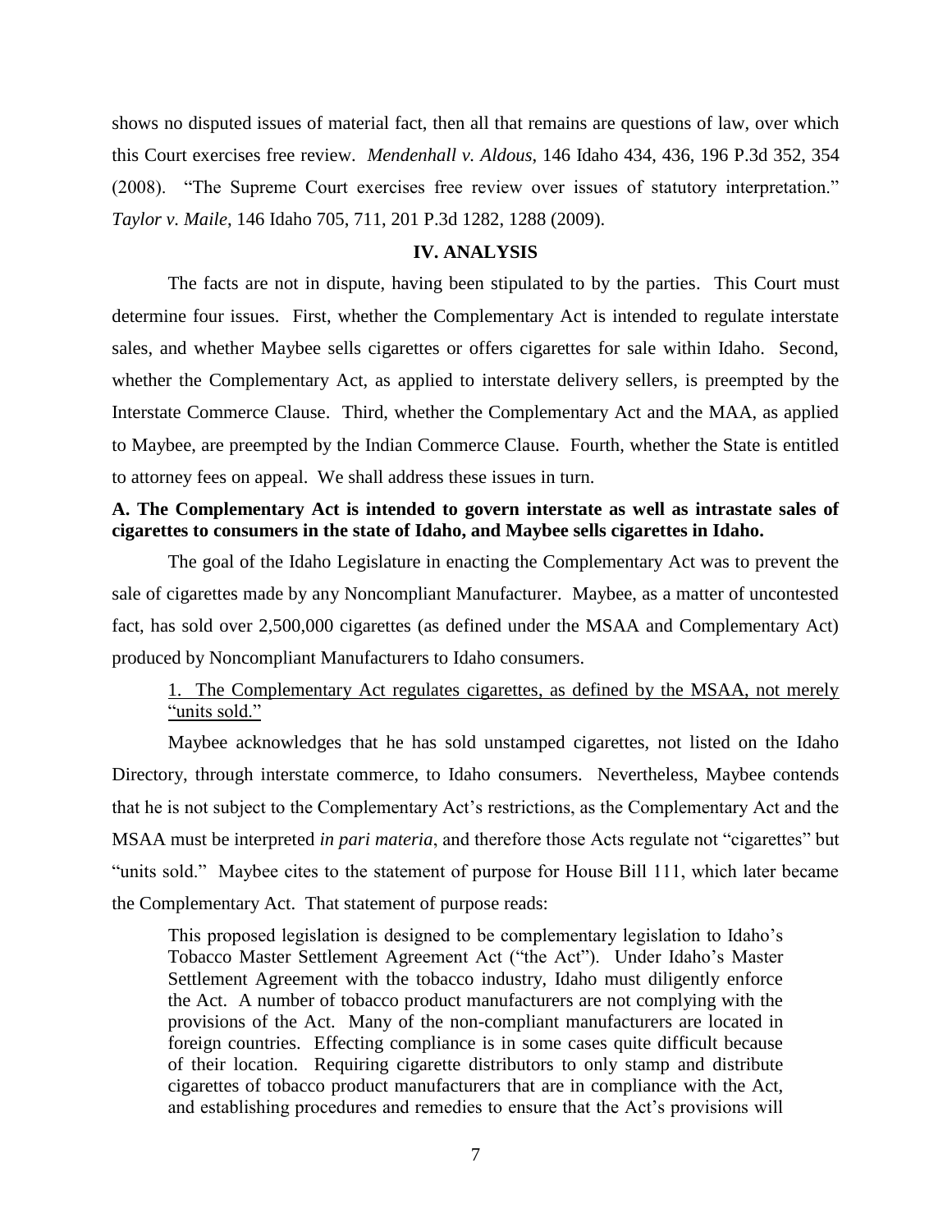shows no disputed issues of material fact, then all that remains are questions of law, over which this Court exercises free review. *Mendenhall v. Aldous*, 146 Idaho 434, 436, 196 P.3d 352, 354 (2008). "The Supreme Court exercises free review over issues of statutory interpretation." *Taylor v. Maile*, 146 Idaho 705, 711, 201 P.3d 1282, 1288 (2009).

## IV. ANALYSIS

The facts are not in dispute, having been stipulated to by the parties. This Court must determine four issues. First, whether the Complementary Act is intended to regulate interstate sales, and whether Maybee sells cigarettes or offers cigarettes for sale within Idaho. Second, whether the Complementary Act, as applied to interstate delivery sellers, is preempted by the Interstate Commerce Clause. Third, whether the Complementary Act and the MAA, as applied to Maybee, are preempted by the Indian Commerce Clause. Fourth, whether the State is entitled to attorney fees on appeal. We shall address these issues in turn.

### A. The Complementary Act is intended to govern interstate as well as intrastate sales of cigarettes to consumers in the state of Idaho, and Maybee sells cigarettes in Idaho.

The goal of the Idaho Legislature in enacting the Complementary Act was to prevent the sale of cigarettes made by any Noncompliant Manufacturer. Maybee, as a matter of uncontested fact, has sold over 2,500,000 cigarettes (as defined under the MSAA and Complementary Act) produced by Noncompliant Manufacturers to Idaho consumers.

1. The Complementary Act regulates cigarettes, as defined by the MSAA, not merely "units sold."

Maybee acknowledges that he has sold unstamped cigarettes, not listed on the Idaho Directory, through interstate commerce, to Idaho consumers. Nevertheless, Maybee contends that he is not subject to the Complementary Act's restrictions, as the Complementary Act and the MSAA must be interpreted *in pari materia*, and therefore those Acts regulate not "cigarettes" but "units sold." Maybee cites to the statement of purpose for House Bill 111, which later became the Complementary Act. That statement of purpose reads:

> This proposed legislation is designed to be complementary legislation to Idaho's Tobacco Master Settlement Agreement Act ("the Act"). Under Idaho's Master Settlement Agreement with the tobacco industry, Idaho must diligently enforce the Act. A number of tobacco product manufacturers are not complying with the provisions of the Act. Many of the non-compliant manufacturers are located in foreign countries. Effecting compliance is in some cases quite difficult because of their location. Requiring cigarette distributors to only stamp and distribute cigarettes of tobacco product manufacturers that are in compliance with the Act, and establishing procedures and remedies to ensure that the Act's provisions will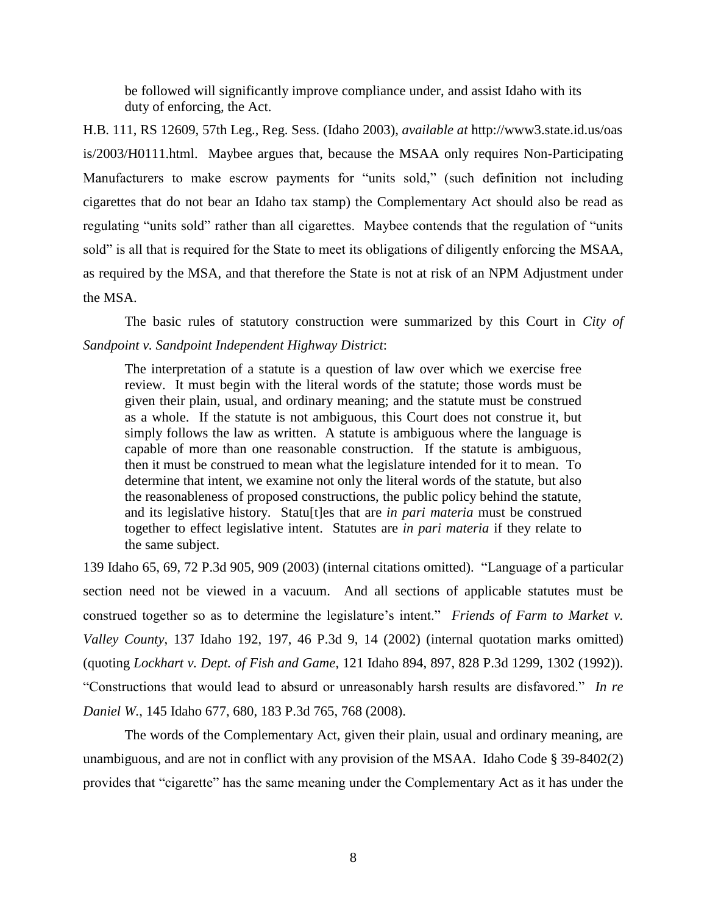> be followed will significantly improve compliance under, and assist Idaho with its duty of enforcing, the Act.

H.B. 111, RS 12609, 57th Leg., Reg. Sess. (Idaho 2003), *available at* http://www3.state.id.us/oasis/2003/H0111.html. Maybee argues that, because the MSAA only requires Non-Participating Manufacturers to make escrow payments for "units sold," (such definition not including cigarettes that do not bear an Idaho tax stamp) the Complementary Act should also be read as regulating "units sold" rather than all cigarettes. Maybee contends that the regulation of "units sold" is all that is required for the State to meet its obligations of diligently enforcing the MSAA, as required by the MSA, and that therefore the State is not at risk of an NPM Adjustment under the MSA.

The basic rules of statutory construction were summarized by this Court in *City of Sandpoint v. Sandpoint Independent Highway District*:

> The interpretation of a statute is a question of law over which we exercise free review. It must begin with the literal words of the statute; those words must be given their plain, usual, and ordinary meaning; and the statute must be construed as a whole. If the statute is not ambiguous, this Court does not construe it, but simply follows the law as written. A statute is ambiguous where the language is capable of more than one reasonable construction. If the statute is ambiguous, then it must be construed to mean what the legislature intended for it to mean. To determine that intent, we examine not only the literal words of the statute, but also the reasonableness of proposed constructions, the public policy behind the statute, and its legislative history. Statu[t]es that are *in pari materia* must be construed together to effect legislative intent. Statutes are *in pari materia* if they relate to the same subject.

139 Idaho 65, 69, 72 P.3d 905, 909 (2003) (internal citations omitted). "Language of a particular section need not be viewed in a vacuum. And all sections of applicable statutes must be construed together so as to determine the legislature's intent." *Friends of Farm to Market v. Valley County*, 137 Idaho 192, 197, 46 P.3d 9, 14 (2002) (internal quotation marks omitted) (quoting *Lockhart v. Dept. of Fish and Game*, 121 Idaho 894, 897, 828 P.3d 1299, 1302 (1992)). "Constructions that would lead to absurd or unreasonably harsh results are disfavored." *In re Daniel W.*, 145 Idaho 677, 680, 183 P.3d 765, 768 (2008).

The words of the Complementary Act, given their plain, usual and ordinary meaning, are unambiguous, and are not in conflict with any provision of the MSAA. Idaho Code § 39-8402(2) provides that "cigarette" has the same meaning under the Complementary Act as it has under the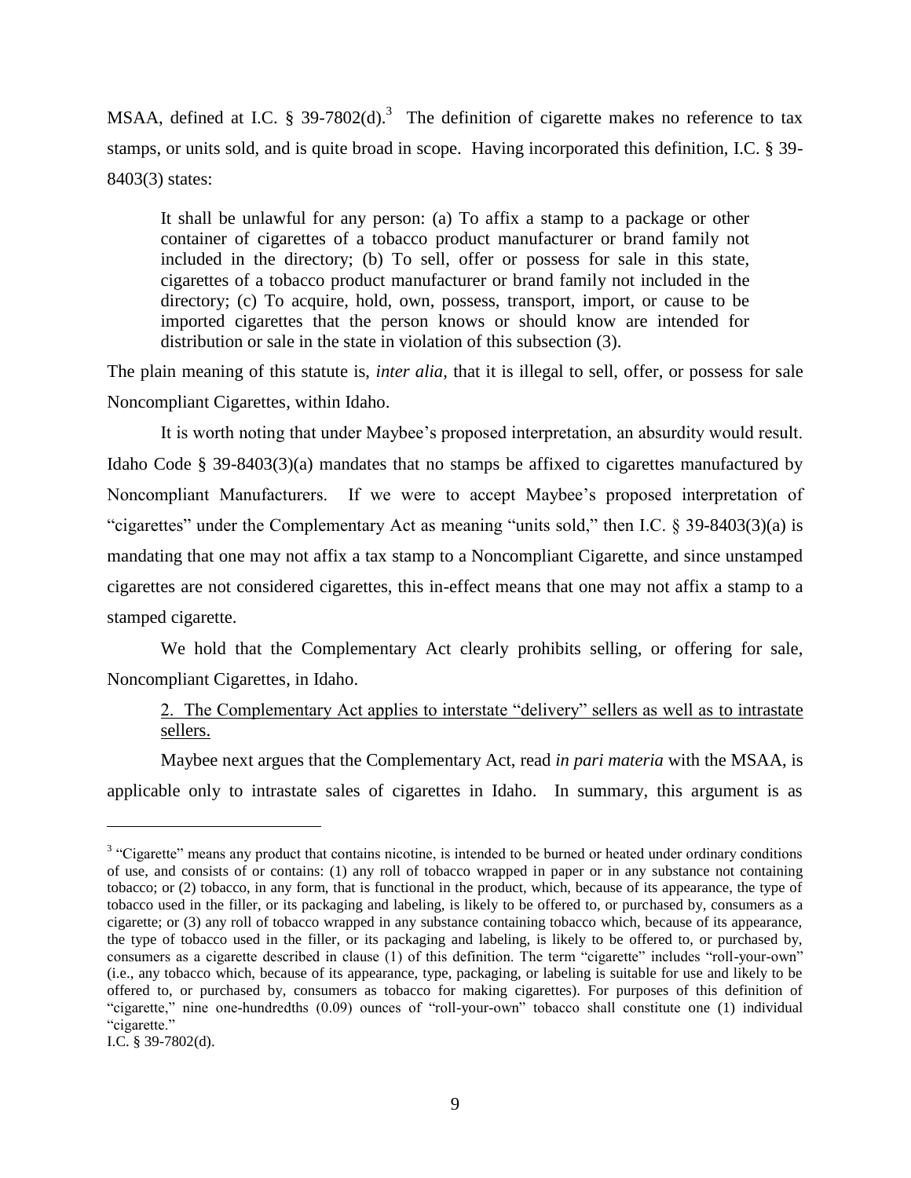MSAA, defined at I.C. § 39-7802(d).[3] The definition of cigarette makes no reference to tax stamps, or units sold, and is quite broad in scope. Having incorporated this definition, I.C. § 39-8403(3) states:

> It shall be unlawful for any person: (a) To affix a stamp to a package or other container of cigarettes of a tobacco product manufacturer or brand family not included in the directory; (b) To sell, offer or possess for sale in this state, cigarettes of a tobacco product manufacturer or brand family not included in the directory; (c) To acquire, hold, own, possess, transport, import, or cause to be imported cigarettes that the person knows or should know are intended for distribution or sale in the state in violation of this subsection (3).

The plain meaning of this statute is, *inter alia*, that it is illegal to sell, offer, or possess for sale Noncompliant Cigarettes, within Idaho.

It is worth noting that under Maybee's proposed interpretation, an absurdity would result. Idaho Code § 39-8403(3)(a) mandates that no stamps be affixed to cigarettes manufactured by Noncompliant Manufacturers. If we were to accept Maybee's proposed interpretation of "cigarettes" under the Complementary Act as meaning "units sold," then I.C. § 39-8403(3)(a) is mandating that one may not affix a tax stamp to a Noncompliant Cigarette, and since unstamped cigarettes are not considered cigarettes, this in-effect means that one may not affix a stamp to a stamped cigarette.

We hold that the Complementary Act clearly prohibits selling, or offering for sale, Noncompliant Cigarettes, in Idaho.

2. <u>The Complementary Act applies to interstate "delivery" sellers as well as to intrastate sellers.</u>

Maybee next argues that the Complementary Act, read *in pari materia* with the MSAA, is applicable only to intrastate sales of cigarettes in Idaho. In summary, this argument is as

---

[3] "Cigarette" means any product that contains nicotine, is intended to be burned or heated under ordinary conditions of use, and consists of or contains: (1) any roll of tobacco wrapped in paper or in any substance not containing tobacco; or (2) tobacco, in any form, that is functional in the product, which, because of its appearance, the type of tobacco used in the filler, or its packaging and labeling, is likely to be offered to, or purchased by, consumers as a cigarette; or (3) any roll of tobacco wrapped in any substance containing tobacco which, because of its appearance, the type of tobacco used in the filler, or its packaging and labeling, is likely to be offered to, or purchased by, consumers as a cigarette described in clause (1) of this definition. The term "cigarette" includes "roll-your-own" (i.e., any tobacco which, because of its appearance, type, packaging, or labeling is suitable for use and likely to be offered to, or purchased by, consumers as tobacco for making cigarettes). For purposes of this definition of "cigarette," nine one-hundredths (0.09) ounces of "roll-your-own" tobacco shall constitute one (1) individual "cigarette."

I.C. § 39-7802(d).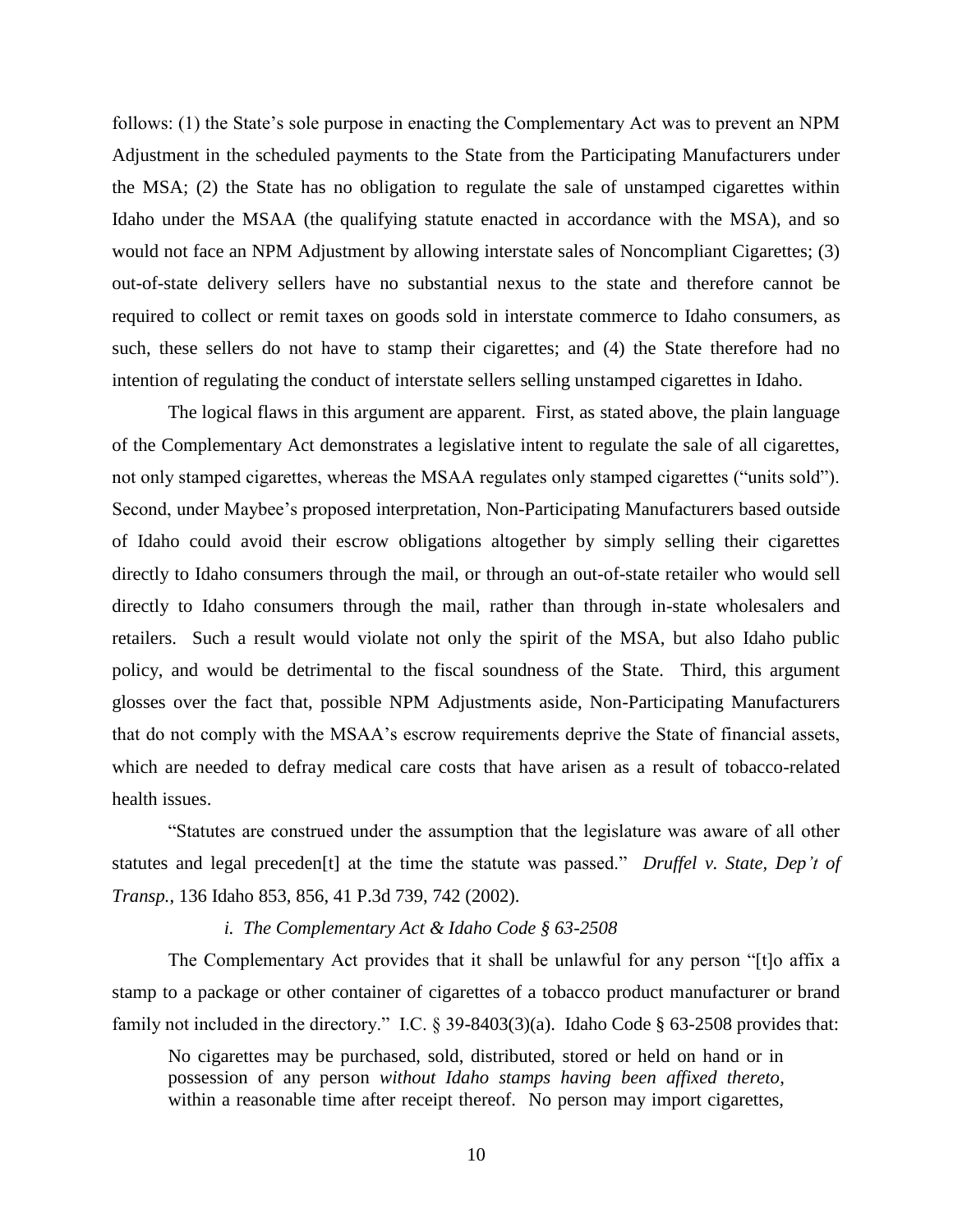follows: (1) the State's sole purpose in enacting the Complementary Act was to prevent an NPM Adjustment in the scheduled payments to the State from the Participating Manufacturers under the MSA; (2) the State has no obligation to regulate the sale of unstamped cigarettes within Idaho under the MSAA (the qualifying statute enacted in accordance with the MSA), and so would not face an NPM Adjustment by allowing interstate sales of Noncompliant Cigarettes; (3) out-of-state delivery sellers have no substantial nexus to the state and therefore cannot be required to collect or remit taxes on goods sold in interstate commerce to Idaho consumers, as such, these sellers do not have to stamp their cigarettes; and (4) the State therefore had no intention of regulating the conduct of interstate sellers selling unstamped cigarettes in Idaho.

The logical flaws in this argument are apparent. First, as stated above, the plain language of the Complementary Act demonstrates a legislative intent to regulate the sale of all cigarettes, not only stamped cigarettes, whereas the MSAA regulates only stamped cigarettes ("units sold"). Second, under Maybee's proposed interpretation, Non-Participating Manufacturers based outside of Idaho could avoid their escrow obligations altogether by simply selling their cigarettes directly to Idaho consumers through the mail, or through an out-of-state retailer who would sell directly to Idaho consumers through the mail, rather than through in-state wholesalers and retailers. Such a result would violate not only the spirit of the MSA, but also Idaho public policy, and would be detrimental to the fiscal soundness of the State. Third, this argument glosses over the fact that, possible NPM Adjustments aside, Non-Participating Manufacturers that do not comply with the MSAA's escrow requirements deprive the State of financial assets, which are needed to defray medical care costs that have arisen as a result of tobacco-related health issues.

"Statutes are construed under the assumption that the legislature was aware of all other statutes and legal preceden[t] at the time the statute was passed." *Druffel v. State, Dep't of Transp.*, 136 Idaho 853, 856, 41 P.3d 739, 742 (2002).

*i. The Complementary Act & Idaho Code § 63-2508*

The Complementary Act provides that it shall be unlawful for any person "[t]o affix a stamp to a package or other container of cigarettes of a tobacco product manufacturer or brand family not included in the directory." I.C. § 39-8403(3)(a). Idaho Code § 63-2508 provides that:

> No cigarettes may be purchased, sold, distributed, stored or held on hand or in possession of any person *without Idaho stamps having been affixed thereto*, within a reasonable time after receipt thereof. No person may import cigarettes,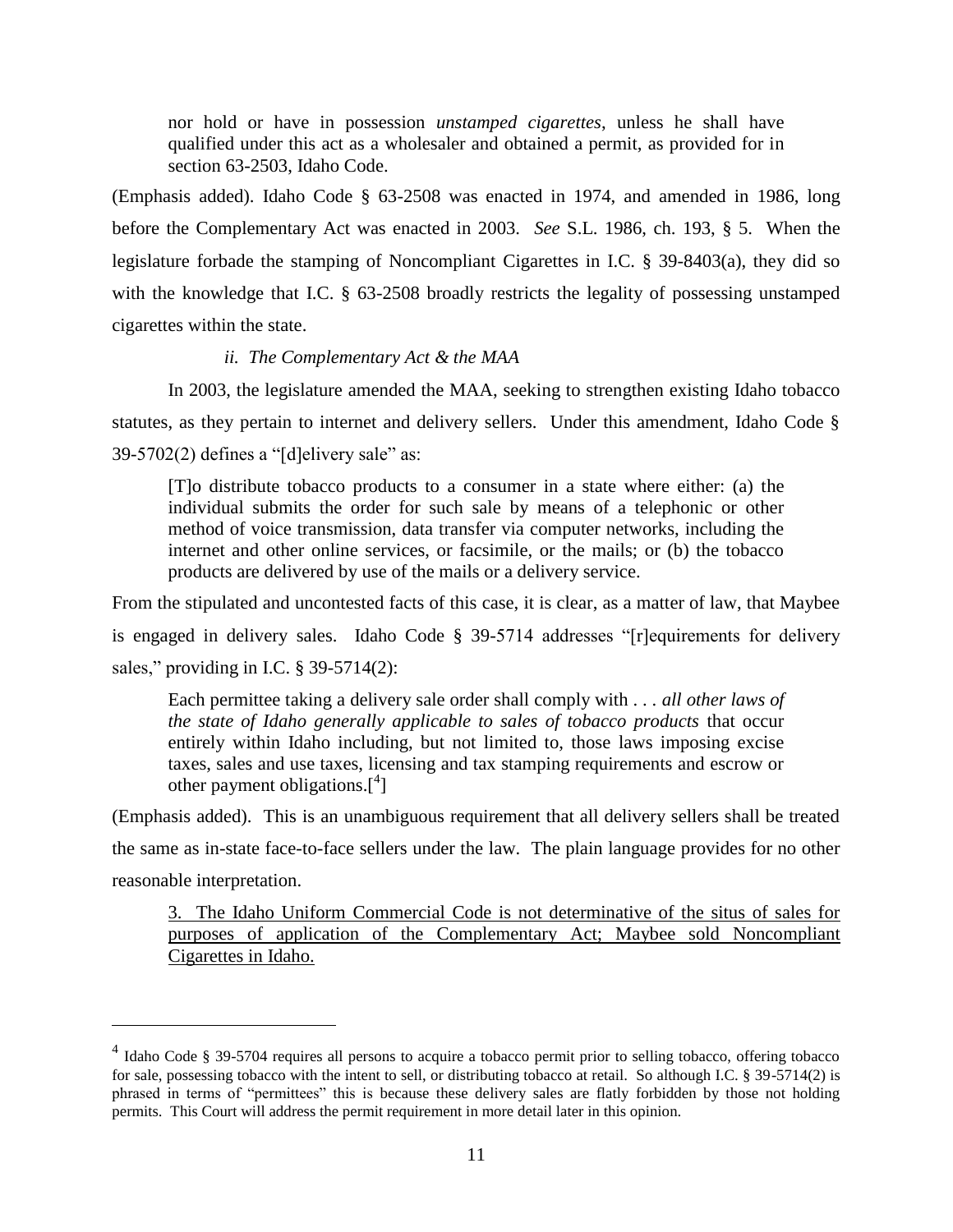> nor hold or have in possession *unstamped cigarettes*, unless he shall have qualified under this act as a wholesaler and obtained a permit, as provided for in section 63-2503, Idaho Code.

(Emphasis added). Idaho Code § 63-2508 was enacted in 1974, and amended in 1986, long before the Complementary Act was enacted in 2003. *See* S.L. 1986, ch. 193, § 5. When the legislature forbade the stamping of Noncompliant Cigarettes in I.C. § 39-8403(a), they did so with the knowledge that I.C. § 63-2508 broadly restricts the legality of possessing unstamped cigarettes within the state.

*ii. The Complementary Act & the MAA*

In 2003, the legislature amended the MAA, seeking to strengthen existing Idaho tobacco statutes, as they pertain to internet and delivery sellers. Under this amendment, Idaho Code § 39-5702(2) defines a "[d]elivery sale" as:

> [T]o distribute tobacco products to a consumer in a state where either: (a) the individual submits the order for such sale by means of a telephonic or other method of voice transmission, data transfer via computer networks, including the internet and other online services, or facsimile, or the mails; or (b) the tobacco products are delivered by use of the mails or a delivery service.

From the stipulated and uncontested facts of this case, it is clear, as a matter of law, that Maybee is engaged in delivery sales. Idaho Code § 39-5714 addresses "[r]equirements for delivery sales," providing in I.C. § 39-5714(2):

> Each permittee taking a delivery sale order shall comply with . . . *all other laws of the state of Idaho generally applicable to sales of tobacco products* that occur entirely within Idaho including, but not limited to, those laws imposing excise taxes, sales and use taxes, licensing and tax stamping requirements and escrow or other payment obligations.[4]

(Emphasis added). This is an unambiguous requirement that all delivery sellers shall be treated the same as in-state face-to-face sellers under the law. The plain language provides for no other reasonable interpretation.

<u>3. The Idaho Uniform Commercial Code is not determinative of the situs of sales for purposes of application of the Complementary Act; Maybee sold Noncompliant Cigarettes in Idaho.</u>

---

[4] Idaho Code § 39-5704 requires all persons to acquire a tobacco permit prior to selling tobacco, offering tobacco for sale, possessing tobacco with the intent to sell, or distributing tobacco at retail. So although I.C. § 39-5714(2) is phrased in terms of "permittees" this is because these delivery sales are flatly forbidden by those not holding permits. This Court will address the permit requirement in more detail later in this opinion.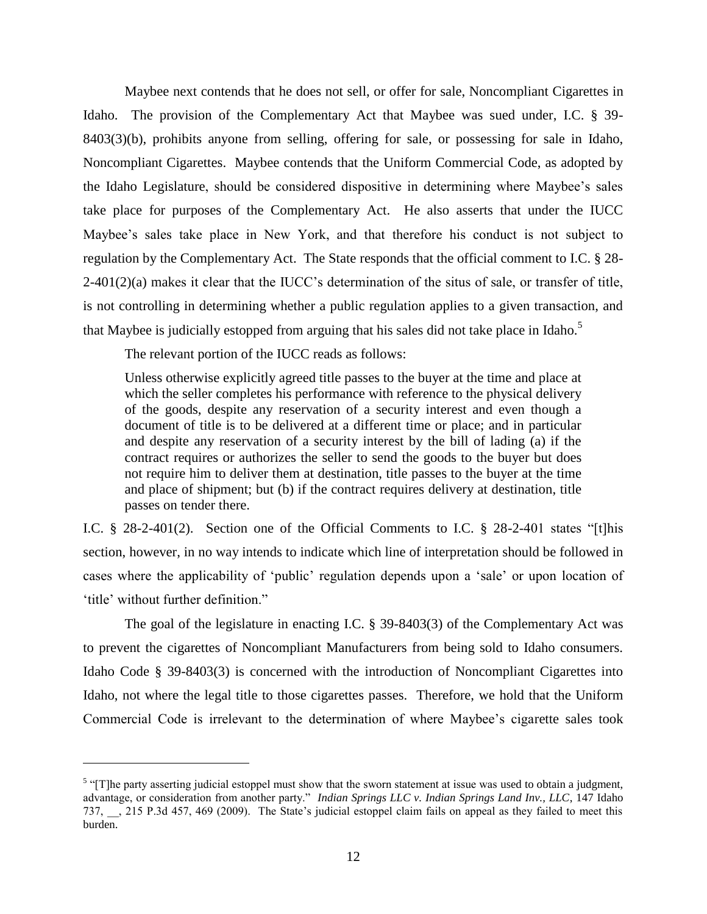Maybee next contends that he does not sell, or offer for sale, Noncompliant Cigarettes in Idaho. The provision of the Complementary Act that Maybee was sued under, I.C. § 39-8403(3)(b), prohibits anyone from selling, offering for sale, or possessing for sale in Idaho, Noncompliant Cigarettes. Maybee contends that the Uniform Commercial Code, as adopted by the Idaho Legislature, should be considered dispositive in determining where Maybee's sales take place for purposes of the Complementary Act. He also asserts that under the IUCC Maybee's sales take place in New York, and that therefore his conduct is not subject to regulation by the Complementary Act. The State responds that the official comment to I.C. § 28-2-401(2)(a) makes it clear that the IUCC's determination of the situs of sale, or transfer of title, is not controlling in determining whether a public regulation applies to a given transaction, and that Maybee is judicially estopped from arguing that his sales did not take place in Idaho.[5]

The relevant portion of the IUCC reads as follows:

> Unless otherwise explicitly agreed title passes to the buyer at the time and place at which the seller completes his performance with reference to the physical delivery of the goods, despite any reservation of a security interest and even though a document of title is to be delivered at a different time or place; and in particular and despite any reservation of a security interest by the bill of lading (a) if the contract requires or authorizes the seller to send the goods to the buyer but does not require him to deliver them at destination, title passes to the buyer at the time and place of shipment; but (b) if the contract requires delivery at destination, title passes on tender there.

I.C. § 28-2-401(2). Section one of the Official Comments to I.C. § 28-2-401 states "[t]his section, however, in no way intends to indicate which line of interpretation should be followed in cases where the applicability of 'public' regulation depends upon a 'sale' or upon location of 'title' without further definition."

The goal of the legislature in enacting I.C. § 39-8403(3) of the Complementary Act was to prevent the cigarettes of Noncompliant Manufacturers from being sold to Idaho consumers. Idaho Code § 39-8403(3) is concerned with the introduction of Noncompliant Cigarettes into Idaho, not where the legal title to those cigarettes passes. Therefore, we hold that the Uniform Commercial Code is irrelevant to the determination of where Maybee's cigarette sales took

---

[5] "[T]he party asserting judicial estoppel must show that the sworn statement at issue was used to obtain a judgment, advantage, or consideration from another party." *Indian Springs LLC v. Indian Springs Land Inv., LLC*, 147 Idaho 737, __, 215 P.3d 457, 469 (2009). The State's judicial estoppel claim fails on appeal as they failed to meet this burden.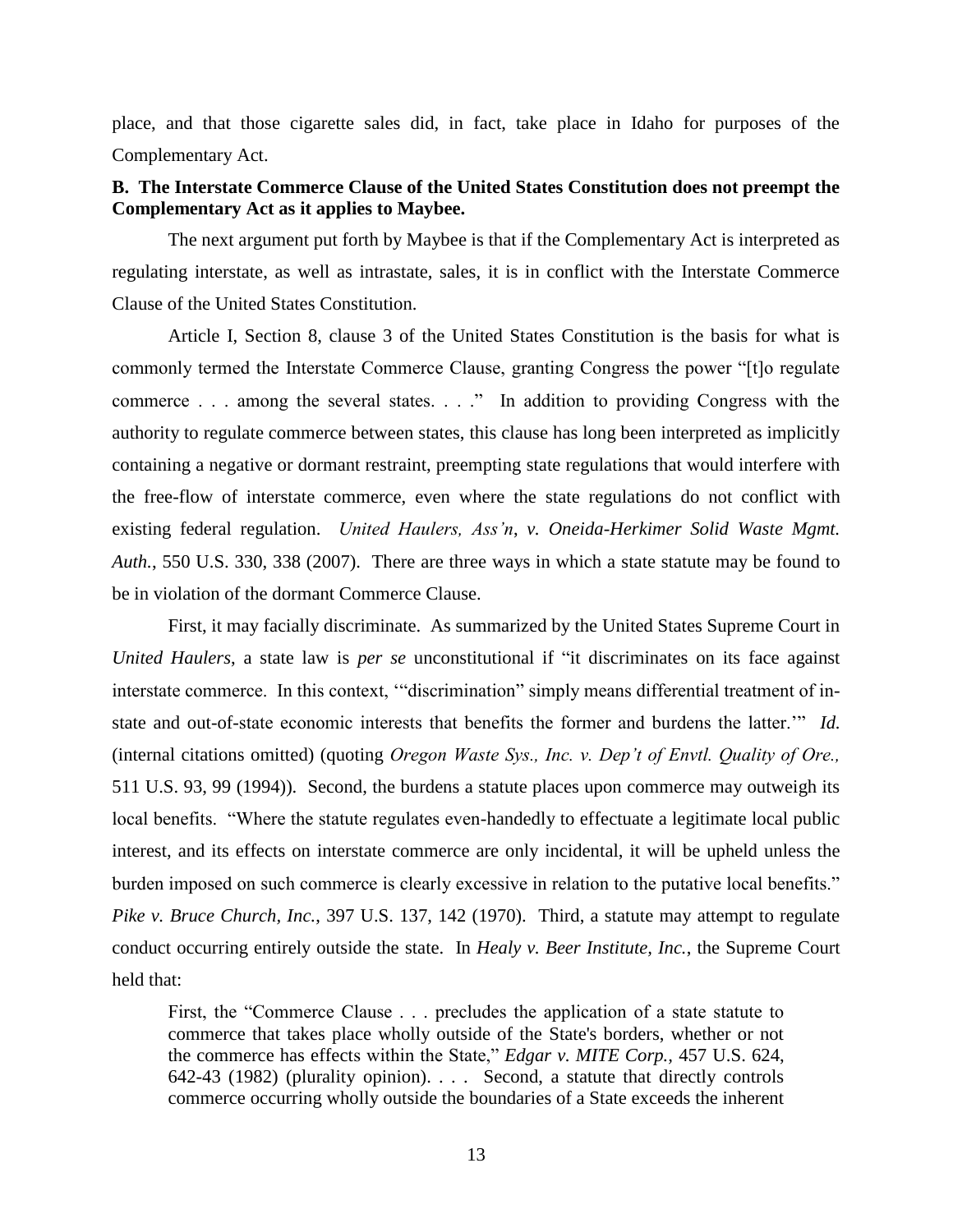place, and that those cigarette sales did, in fact, take place in Idaho for purposes of the Complementary Act.

**B. The Interstate Commerce Clause of the United States Constitution does not preempt the Complementary Act as it applies to Maybee.**

The next argument put forth by Maybee is that if the Complementary Act is interpreted as regulating interstate, as well as intrastate, sales, it is in conflict with the Interstate Commerce Clause of the United States Constitution.

Article I, Section 8, clause 3 of the United States Constitution is the basis for what is commonly termed the Interstate Commerce Clause, granting Congress the power "[t]o regulate commerce . . . among the several states. . . ." In addition to providing Congress with the authority to regulate commerce between states, this clause has long been interpreted as implicitly containing a negative or dormant restraint, preempting state regulations that would interfere with the free-flow of interstate commerce, even where the state regulations do not conflict with existing federal regulation. *United Haulers, Ass'n, v. Oneida-Herkimer Solid Waste Mgmt. Auth.*, 550 U.S. 330, 338 (2007). There are three ways in which a state statute may be found to be in violation of the dormant Commerce Clause.

First, it may facially discriminate. As summarized by the United States Supreme Court in *United Haulers*, a state law is *per se* unconstitutional if "it discriminates on its face against interstate commerce. In this context, '"discrimination" simply means differential treatment of in-state and out-of-state economic interests that benefits the former and burdens the latter.'" *Id.* (internal citations omitted) (quoting *Oregon Waste Sys., Inc. v. Dep't of Envtl. Quality of Ore.,* 511 U.S. 93, 99 (1994)). Second, the burdens a statute places upon commerce may outweigh its local benefits. "Where the statute regulates even-handedly to effectuate a legitimate local public interest, and its effects on interstate commerce are only incidental, it will be upheld unless the burden imposed on such commerce is clearly excessive in relation to the putative local benefits." *Pike v. Bruce Church, Inc.*, 397 U.S. 137, 142 (1970). Third, a statute may attempt to regulate conduct occurring entirely outside the state. In *Healy v. Beer Institute, Inc.*, the Supreme Court held that:

> First, the "Commerce Clause . . . precludes the application of a state statute to commerce that takes place wholly outside of the State's borders, whether or not the commerce has effects within the State," *Edgar v. MITE Corp.*, 457 U.S. 624, 642-43 (1982) (plurality opinion). . . . Second, a statute that directly controls commerce occurring wholly outside the boundaries of a State exceeds the inherent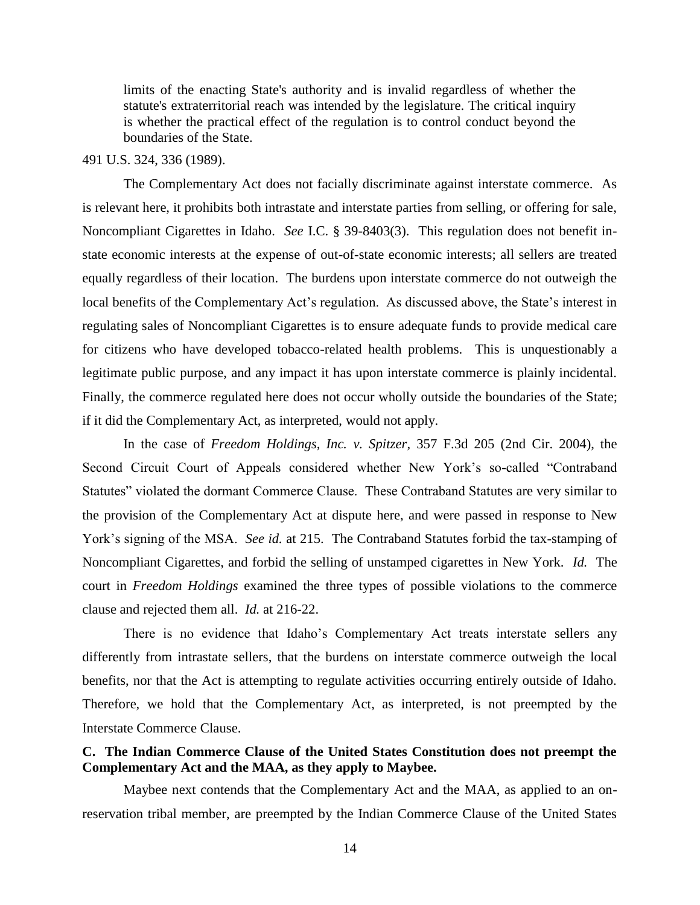> limits of the enacting State's authority and is invalid regardless of whether the statute's extraterritorial reach was intended by the legislature. The critical inquiry is whether the practical effect of the regulation is to control conduct beyond the boundaries of the State.

491 U.S. 324, 336 (1989).

The Complementary Act does not facially discriminate against interstate commerce. As is relevant here, it prohibits both intrastate and interstate parties from selling, or offering for sale, Noncompliant Cigarettes in Idaho. *See* I.C. § 39-8403(3). This regulation does not benefit in-state economic interests at the expense of out-of-state economic interests; all sellers are treated equally regardless of their location. The burdens upon interstate commerce do not outweigh the local benefits of the Complementary Act's regulation. As discussed above, the State's interest in regulating sales of Noncompliant Cigarettes is to ensure adequate funds to provide medical care for citizens who have developed tobacco-related health problems. This is unquestionably a legitimate public purpose, and any impact it has upon interstate commerce is plainly incidental. Finally, the commerce regulated here does not occur wholly outside the boundaries of the State; if it did the Complementary Act, as interpreted, would not apply.

In the case of *Freedom Holdings, Inc. v. Spitzer*, 357 F.3d 205 (2nd Cir. 2004), the Second Circuit Court of Appeals considered whether New York's so-called "Contraband Statutes" violated the dormant Commerce Clause. These Contraband Statutes are very similar to the provision of the Complementary Act at dispute here, and were passed in response to New York's signing of the MSA. *See id.* at 215. The Contraband Statutes forbid the tax-stamping of Noncompliant Cigarettes, and forbid the selling of unstamped cigarettes in New York. *Id.* The court in *Freedom Holdings* examined the three types of possible violations to the commerce clause and rejected them all. *Id.* at 216-22.

There is no evidence that Idaho's Complementary Act treats interstate sellers any differently from intrastate sellers, that the burdens on interstate commerce outweigh the local benefits, nor that the Act is attempting to regulate activities occurring entirely outside of Idaho. Therefore, we hold that the Complementary Act, as interpreted, is not preempted by the Interstate Commerce Clause.

### C. The Indian Commerce Clause of the United States Constitution does not preempt the Complementary Act and the MAA, as they apply to Maybee.

Maybee next contends that the Complementary Act and the MAA, as applied to an on-reservation tribal member, are preempted by the Indian Commerce Clause of the United States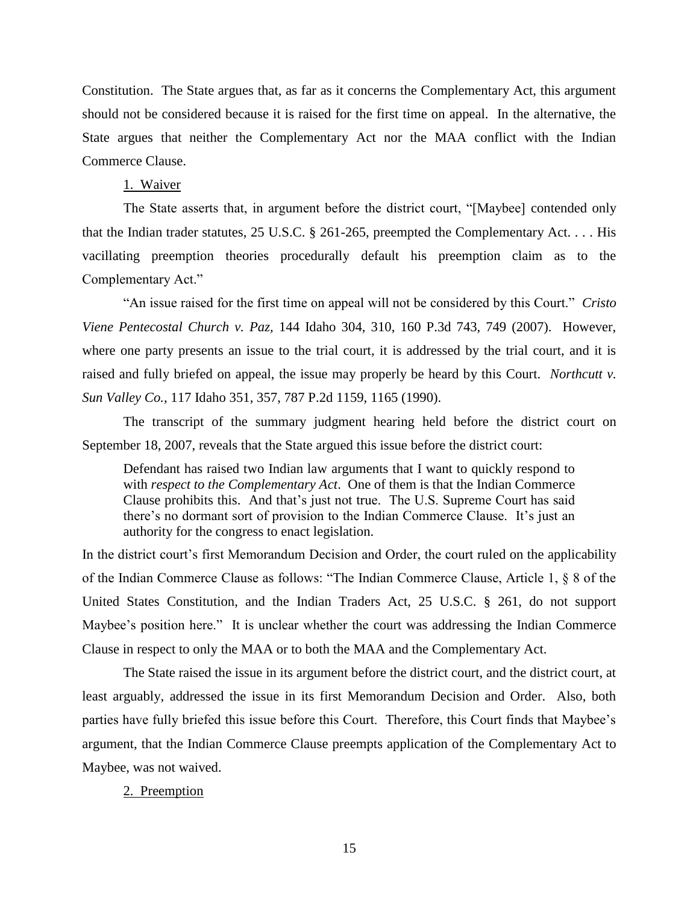Constitution. The State argues that, as far as it concerns the Complementary Act, this argument should not be considered because it is raised for the first time on appeal. In the alternative, the State argues that neither the Complementary Act nor the MAA conflict with the Indian Commerce Clause.

1. Waiver

The State asserts that, in argument before the district court, "[Maybee] contended only that the Indian trader statutes, 25 U.S.C. § 261-265, preempted the Complementary Act. . . . His vacillating preemption theories procedurally default his preemption claim as to the Complementary Act."

"An issue raised for the first time on appeal will not be considered by this Court." *Cristo Viene Pentecostal Church v. Paz,* 144 Idaho 304, 310, 160 P.3d 743, 749 (2007). However, where one party presents an issue to the trial court, it is addressed by the trial court, and it is raised and fully briefed on appeal, the issue may properly be heard by this Court. *Northcutt v. Sun Valley Co.*, 117 Idaho 351, 357, 787 P.2d 1159, 1165 (1990).

The transcript of the summary judgment hearing held before the district court on September 18, 2007, reveals that the State argued this issue before the district court:

> Defendant has raised two Indian law arguments that I want to quickly respond to with *respect to the Complementary Act*. One of them is that the Indian Commerce Clause prohibits this. And that's just not true. The U.S. Supreme Court has said there's no dormant sort of provision to the Indian Commerce Clause. It's just an authority for the congress to enact legislation.

In the district court's first Memorandum Decision and Order, the court ruled on the applicability of the Indian Commerce Clause as follows: "The Indian Commerce Clause, Article 1, § 8 of the United States Constitution, and the Indian Traders Act, 25 U.S.C. § 261, do not support Maybee's position here." It is unclear whether the court was addressing the Indian Commerce Clause in respect to only the MAA or to both the MAA and the Complementary Act.

The State raised the issue in its argument before the district court, and the district court, at least arguably, addressed the issue in its first Memorandum Decision and Order. Also, both parties have fully briefed this issue before this Court. Therefore, this Court finds that Maybee's argument, that the Indian Commerce Clause preempts application of the Complementary Act to Maybee, was not waived.

2. Preemption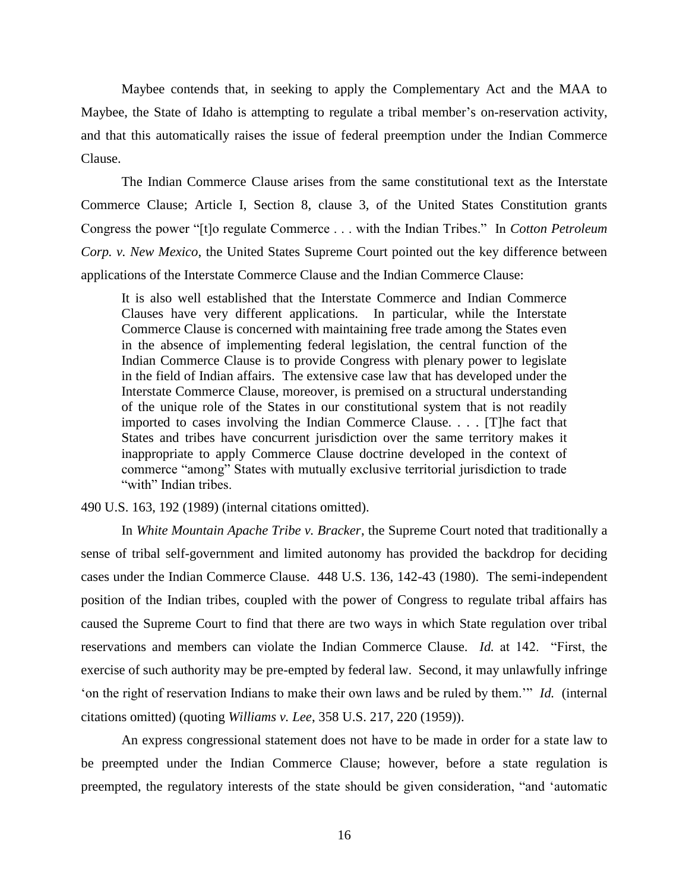Maybee contends that, in seeking to apply the Complementary Act and the MAA to Maybee, the State of Idaho is attempting to regulate a tribal member's on-reservation activity, and that this automatically raises the issue of federal preemption under the Indian Commerce Clause.

The Indian Commerce Clause arises from the same constitutional text as the Interstate Commerce Clause; Article I, Section 8, clause 3, of the United States Constitution grants Congress the power "[t]o regulate Commerce . . . with the Indian Tribes." In *Cotton Petroleum Corp. v. New Mexico,* the United States Supreme Court pointed out the key difference between applications of the Interstate Commerce Clause and the Indian Commerce Clause:

> It is also well established that the Interstate Commerce and Indian Commerce Clauses have very different applications. In particular, while the Interstate Commerce Clause is concerned with maintaining free trade among the States even in the absence of implementing federal legislation, the central function of the Indian Commerce Clause is to provide Congress with plenary power to legislate in the field of Indian affairs. The extensive case law that has developed under the Interstate Commerce Clause, moreover, is premised on a structural understanding of the unique role of the States in our constitutional system that is not readily imported to cases involving the Indian Commerce Clause. . . . [T]he fact that States and tribes have concurrent jurisdiction over the same territory makes it inappropriate to apply Commerce Clause doctrine developed in the context of commerce "among" States with mutually exclusive territorial jurisdiction to trade "with" Indian tribes.

490 U.S. 163, 192 (1989) (internal citations omitted).

In *White Mountain Apache Tribe v. Bracker*, the Supreme Court noted that traditionally a sense of tribal self-government and limited autonomy has provided the backdrop for deciding cases under the Indian Commerce Clause. 448 U.S. 136, 142-43 (1980). The semi-independent position of the Indian tribes, coupled with the power of Congress to regulate tribal affairs has caused the Supreme Court to find that there are two ways in which State regulation over tribal reservations and members can violate the Indian Commerce Clause. *Id.* at 142. "First, the exercise of such authority may be pre-empted by federal law. Second, it may unlawfully infringe 'on the right of reservation Indians to make their own laws and be ruled by them.'" *Id.* (internal citations omitted) (quoting *Williams v. Lee*, 358 U.S. 217, 220 (1959)).

An express congressional statement does not have to be made in order for a state law to be preempted under the Indian Commerce Clause; however, before a state regulation is preempted, the regulatory interests of the state should be given consideration, "and 'automatic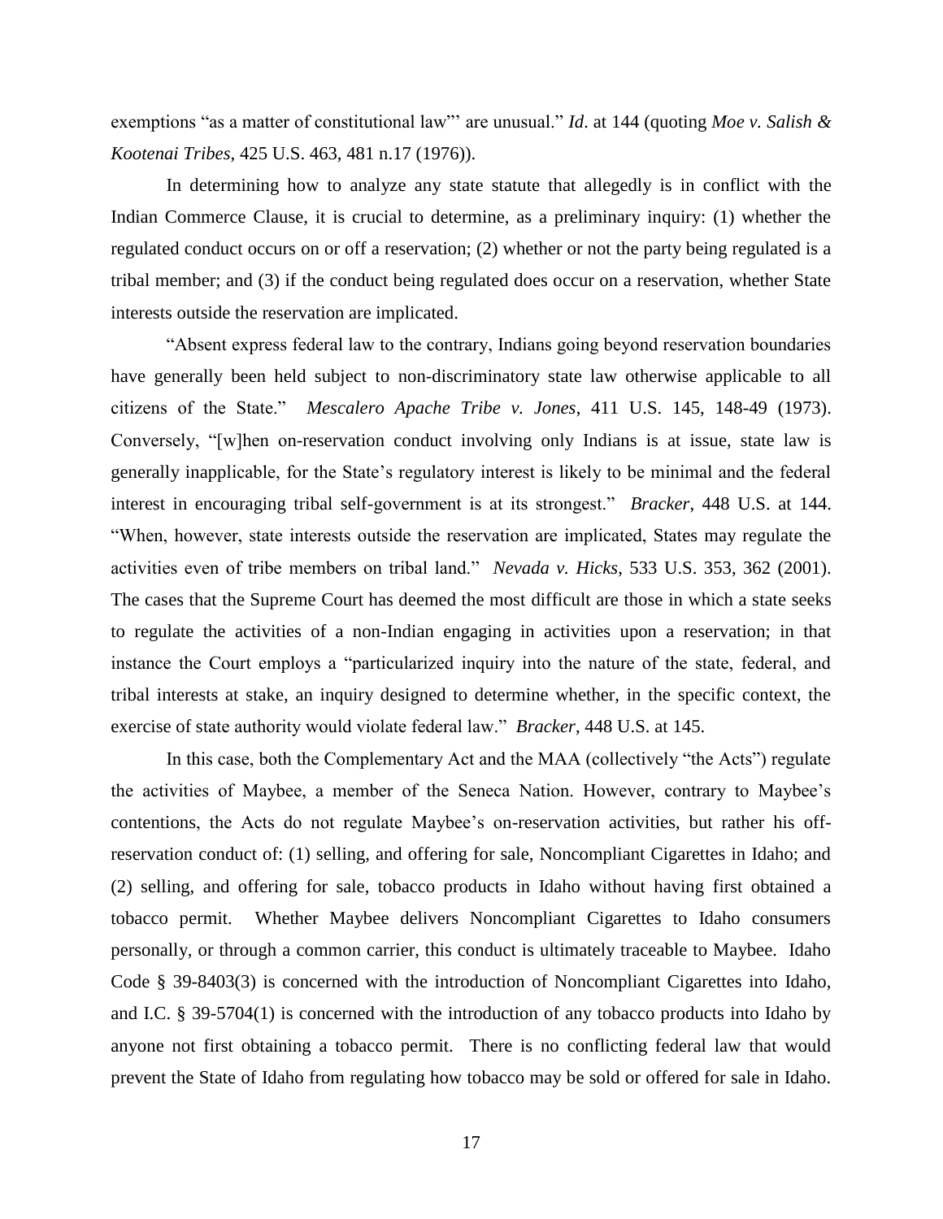exemptions "as a matter of constitutional law"' are unusual." *Id*. at 144 (quoting *Moe v. Salish & Kootenai Tribes*, 425 U.S. 463, 481 n.17 (1976)).

In determining how to analyze any state statute that allegedly is in conflict with the Indian Commerce Clause, it is crucial to determine, as a preliminary inquiry: (1) whether the regulated conduct occurs on or off a reservation; (2) whether or not the party being regulated is a tribal member; and (3) if the conduct being regulated does occur on a reservation, whether State interests outside the reservation are implicated.

"Absent express federal law to the contrary, Indians going beyond reservation boundaries have generally been held subject to non-discriminatory state law otherwise applicable to all citizens of the State." *Mescalero Apache Tribe v. Jones*, 411 U.S. 145, 148-49 (1973). Conversely, "[w]hen on-reservation conduct involving only Indians is at issue, state law is generally inapplicable, for the State's regulatory interest is likely to be minimal and the federal interest in encouraging tribal self-government is at its strongest." *Bracker*, 448 U.S. at 144. "When, however, state interests outside the reservation are implicated, States may regulate the activities even of tribe members on tribal land." *Nevada v. Hicks*, 533 U.S. 353, 362 (2001). The cases that the Supreme Court has deemed the most difficult are those in which a state seeks to regulate the activities of a non-Indian engaging in activities upon a reservation; in that instance the Court employs a "particularized inquiry into the nature of the state, federal, and tribal interests at stake, an inquiry designed to determine whether, in the specific context, the exercise of state authority would violate federal law." *Bracker*, 448 U.S. at 145.

In this case, both the Complementary Act and the MAA (collectively "the Acts") regulate the activities of Maybee, a member of the Seneca Nation. However, contrary to Maybee's contentions, the Acts do not regulate Maybee's on-reservation activities, but rather his off-reservation conduct of: (1) selling, and offering for sale, Noncompliant Cigarettes in Idaho; and (2) selling, and offering for sale, tobacco products in Idaho without having first obtained a tobacco permit. Whether Maybee delivers Noncompliant Cigarettes to Idaho consumers personally, or through a common carrier, this conduct is ultimately traceable to Maybee. Idaho Code § 39-8403(3) is concerned with the introduction of Noncompliant Cigarettes into Idaho, and I.C. § 39-5704(1) is concerned with the introduction of any tobacco products into Idaho by anyone not first obtaining a tobacco permit. There is no conflicting federal law that would prevent the State of Idaho from regulating how tobacco may be sold or offered for sale in Idaho.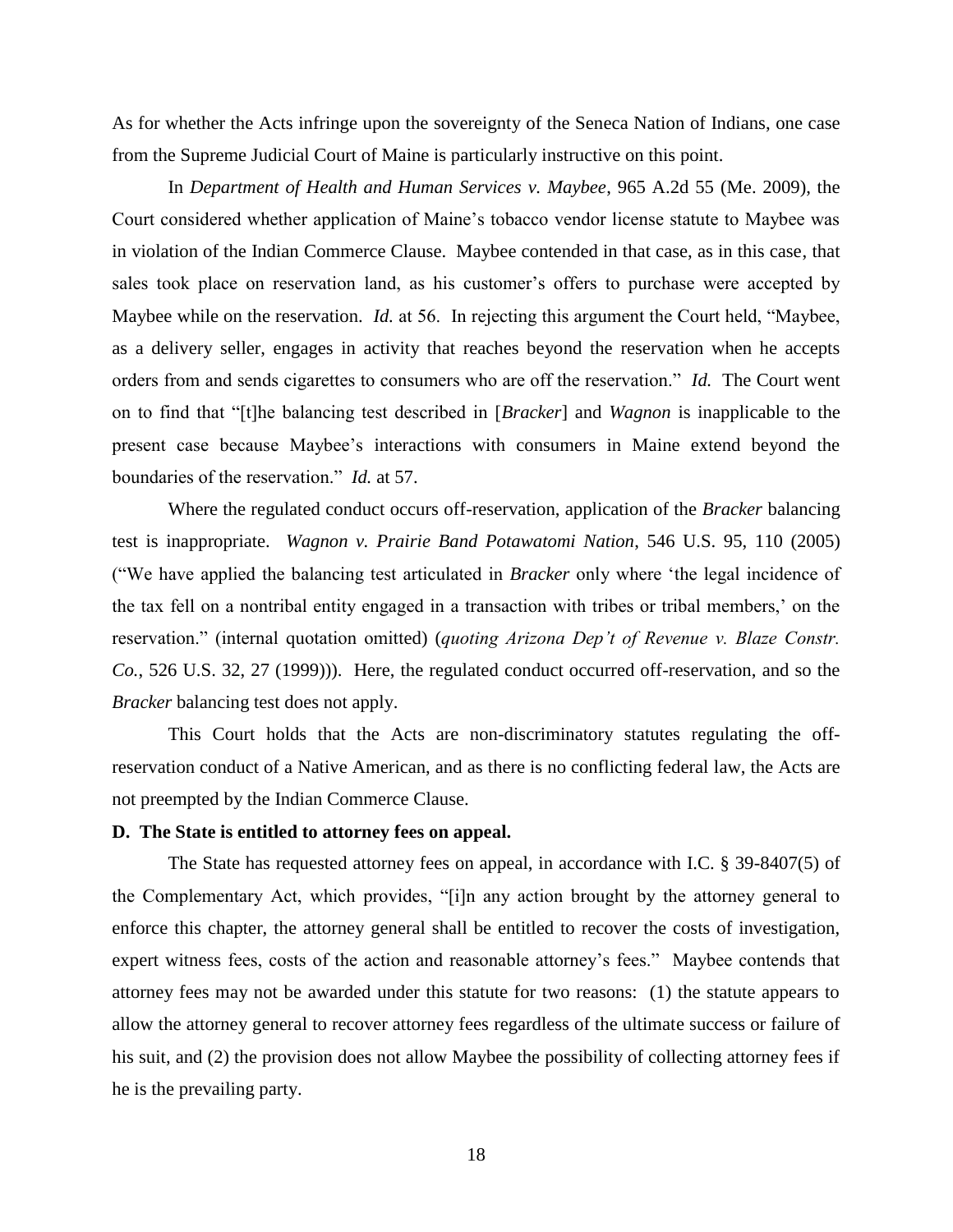As for whether the Acts infringe upon the sovereignty of the Seneca Nation of Indians, one case from the Supreme Judicial Court of Maine is particularly instructive on this point.

In *Department of Health and Human Services v. Maybee*, 965 A.2d 55 (Me. 2009), the Court considered whether application of Maine's tobacco vendor license statute to Maybee was in violation of the Indian Commerce Clause. Maybee contended in that case, as in this case, that sales took place on reservation land, as his customer's offers to purchase were accepted by Maybee while on the reservation. *Id.* at 56. In rejecting this argument the Court held, "Maybee, as a delivery seller, engages in activity that reaches beyond the reservation when he accepts orders from and sends cigarettes to consumers who are off the reservation." *Id.* The Court went on to find that "[t]he balancing test described in [*Bracker*] and *Wagnon* is inapplicable to the present case because Maybee's interactions with consumers in Maine extend beyond the boundaries of the reservation." *Id.* at 57.

Where the regulated conduct occurs off-reservation, application of the *Bracker* balancing test is inappropriate. *Wagnon v. Prairie Band Potawatomi Nation*, 546 U.S. 95, 110 (2005) ("We have applied the balancing test articulated in *Bracker* only where 'the legal incidence of the tax fell on a nontribal entity engaged in a transaction with tribes or tribal members,' on the reservation." (internal quotation omitted) (*quoting Arizona Dep't of Revenue v. Blaze Constr. Co.*, 526 U.S. 32, 27 (1999))). Here, the regulated conduct occurred off-reservation, and so the *Bracker* balancing test does not apply.

This Court holds that the Acts are non-discriminatory statutes regulating the off-reservation conduct of a Native American, and as there is no conflicting federal law, the Acts are not preempted by the Indian Commerce Clause.

**D. The State is entitled to attorney fees on appeal.**

The State has requested attorney fees on appeal, in accordance with I.C. § 39-8407(5) of the Complementary Act, which provides, "[i]n any action brought by the attorney general to enforce this chapter, the attorney general shall be entitled to recover the costs of investigation, expert witness fees, costs of the action and reasonable attorney's fees." Maybee contends that attorney fees may not be awarded under this statute for two reasons: (1) the statute appears to allow the attorney general to recover attorney fees regardless of the ultimate success or failure of his suit, and (2) the provision does not allow Maybee the possibility of collecting attorney fees if he is the prevailing party.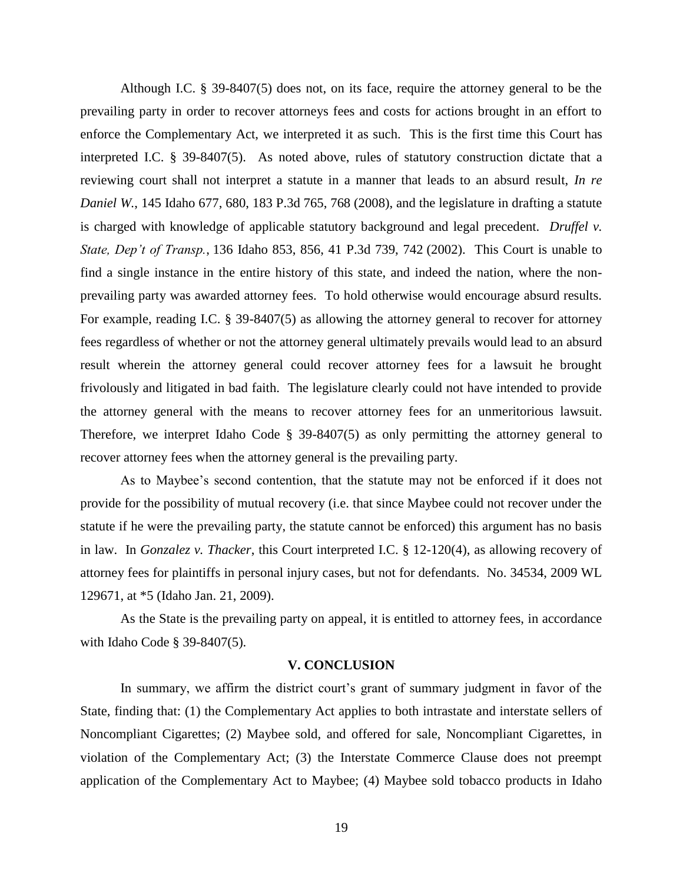Although I.C. § 39-8407(5) does not, on its face, require the attorney general to be the prevailing party in order to recover attorneys fees and costs for actions brought in an effort to enforce the Complementary Act, we interpreted it as such. This is the first time this Court has interpreted I.C. § 39-8407(5). As noted above, rules of statutory construction dictate that a reviewing court shall not interpret a statute in a manner that leads to an absurd result, *In re Daniel W.*, 145 Idaho 677, 680, 183 P.3d 765, 768 (2008), and the legislature in drafting a statute is charged with knowledge of applicable statutory background and legal precedent. *Druffel v. State, Dep't of Transp.*, 136 Idaho 853, 856, 41 P.3d 739, 742 (2002). This Court is unable to find a single instance in the entire history of this state, and indeed the nation, where the non-prevailing party was awarded attorney fees. To hold otherwise would encourage absurd results. For example, reading I.C. § 39-8407(5) as allowing the attorney general to recover for attorney fees regardless of whether or not the attorney general ultimately prevails would lead to an absurd result wherein the attorney general could recover attorney fees for a lawsuit he brought frivolously and litigated in bad faith. The legislature clearly could not have intended to provide the attorney general with the means to recover attorney fees for an unmeritorious lawsuit. Therefore, we interpret Idaho Code § 39-8407(5) as only permitting the attorney general to recover attorney fees when the attorney general is the prevailing party.

As to Maybee's second contention, that the statute may not be enforced if it does not provide for the possibility of mutual recovery (i.e. that since Maybee could not recover under the statute if he were the prevailing party, the statute cannot be enforced) this argument has no basis in law. In *Gonzalez v. Thacker*, this Court interpreted I.C. § 12-120(4), as allowing recovery of attorney fees for plaintiffs in personal injury cases, but not for defendants. No. 34534, 2009 WL 129671, at *5 (Idaho Jan. 21, 2009).

As the State is the prevailing party on appeal, it is entitled to attorney fees, in accordance with Idaho Code § 39-8407(5).

## V. CONCLUSION

In summary, we affirm the district court's grant of summary judgment in favor of the State, finding that: (1) the Complementary Act applies to both intrastate and interstate sellers of Noncompliant Cigarettes; (2) Maybee sold, and offered for sale, Noncompliant Cigarettes, in violation of the Complementary Act; (3) the Interstate Commerce Clause does not preempt application of the Complementary Act to Maybee; (4) Maybee sold tobacco products in Idaho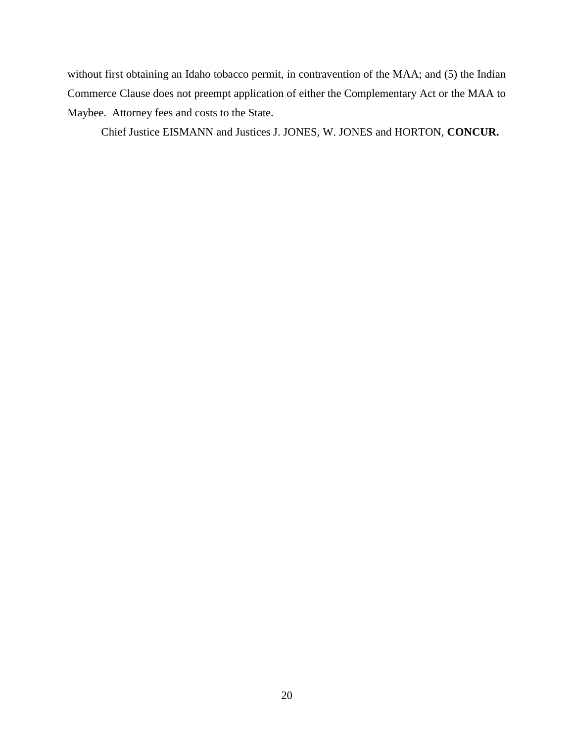without first obtaining an Idaho tobacco permit, in contravention of the MAA; and (5) the Indian Commerce Clause does not preempt application of either the Complementary Act or the MAA to Maybee. Attorney fees and costs to the State.

Chief Justice EISMANN and Justices J. JONES, W. JONES and HORTON, **CONCUR.**